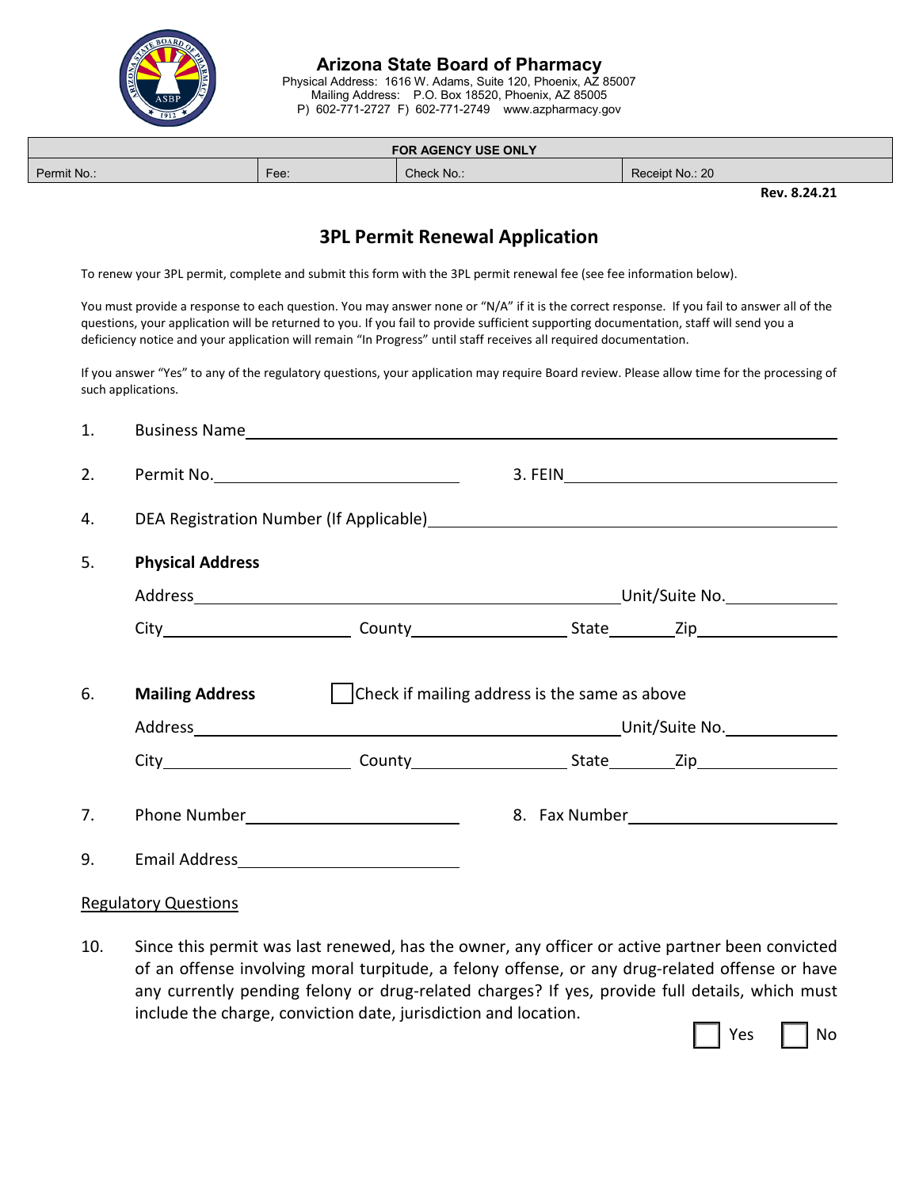**Arizona State Board of Pharmacy**

Physical Address: 1616 W. Adams, Suite 120, Phoenix, AZ 85007
Mailing Address: P.O. Box 18520, Phoenix, AZ 85005
P) 602-771-2727 F) 602-771-2749 www.azpharmacy.gov

| FOR AGENCY USE ONLY | | | |
|---|---|---|---|
| Permit No.: | Fee: | Check No.: | Receipt No.: 20 |

**Rev. 8.24.21**

## 3PL Permit Renewal Application

To renew your 3PL permit, complete and submit this form with the 3PL permit renewal fee (see fee information below).

You must provide a response to each question. You may answer none or "N/A" if it is the correct response. If you fail to answer all of the questions, your application will be returned to you. If you fail to provide sufficient supporting documentation, staff will send you a deficiency notice and your application will remain "In Progress" until staff receives all required documentation.

If you answer "Yes" to any of the regulatory questions, your application may require Board review. Please allow time for the processing of such applications.

1. Business Name ______________________________

2. Permit No. ______________ 3. FEIN ______________

4. DEA Registration Number (If Applicable) ______________

5. **Physical Address**

   Address ______________ Unit/Suite No. ______

   City ______ County ______ State ______ Zip ______

6. **Mailing Address** ☐ Check if mailing address is the same as above

   Address ______________ Unit/Suite No. ______

   City ______ County ______ State ______ Zip ______

7. Phone Number ______________ 8. Fax Number ______________

9. Email Address ______________

<u>Regulatory Questions</u>

10. Since this permit was last renewed, has the owner, any officer or active partner been convicted of an offense involving moral turpitude, a felony offense, or any drug-related offense or have any currently pending felony or drug-related charges? If yes, provide full details, which must include the charge, conviction date, jurisdiction and location.

    ☐ Yes ☐ No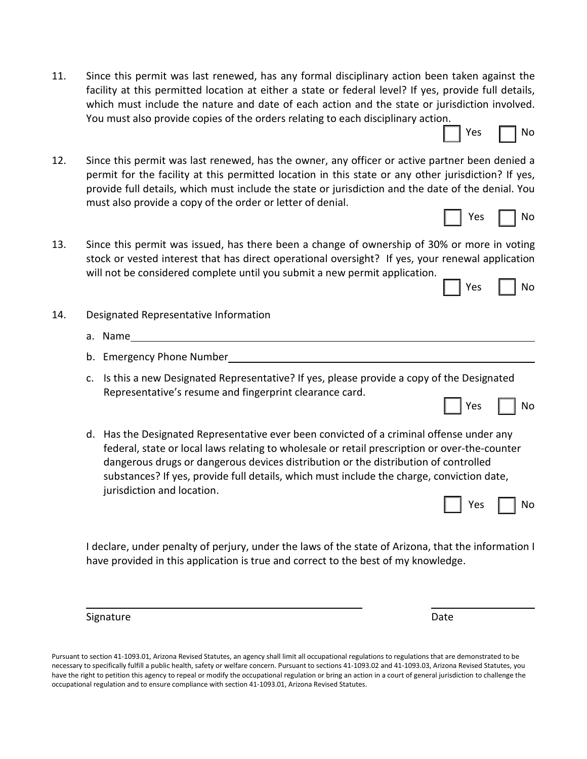11. Since this permit was last renewed, has any formal disciplinary action been taken against the facility at this permitted location at either a state or federal level? If yes, provide full details, which must include the nature and date of each action and the state or jurisdiction involved. You must also provide copies of the orders relating to each disciplinary action.

    ☐ Yes ☐ No

12. Since this permit was last renewed, has the owner, any officer or active partner been denied a permit for the facility at this permitted location in this state or any other jurisdiction? If yes, provide full details, which must include the state or jurisdiction and the date of the denial. You must also provide a copy of the order or letter of denial.

    ☐ Yes ☐ No

13. Since this permit was issued, has there been a change of ownership of 30% or more in voting stock or vested interest that has direct operational oversight? If yes, your renewal application will not be considered complete until you submit a new permit application.

    ☐ Yes ☐ No

14. Designated Representative Information

    a. Name_______________________________________________

    b. Emergency Phone Number_______________________________

    c. Is this a new Designated Representative? If yes, please provide a copy of the Designated Representative's resume and fingerprint clearance card.

       ☐ Yes ☐ No

    d. Has the Designated Representative ever been convicted of a criminal offense under any federal, state or local laws relating to wholesale or retail prescription or over-the-counter dangerous drugs or dangerous devices distribution or the distribution of controlled substances? If yes, provide full details, which must include the charge, conviction date, jurisdiction and location.

       ☐ Yes ☐ No

I declare, under penalty of perjury, under the laws of the state of Arizona, that the information I have provided in this application is true and correct to the best of my knowledge.

_______________________________ ______________

Signature Date

Pursuant to section 41-1093.01, Arizona Revised Statutes, an agency shall limit all occupational regulations to regulations that are demonstrated to be necessary to specifically fulfill a public health, safety or welfare concern. Pursuant to sections 41-1093.02 and 41-1093.03, Arizona Revised Statutes, you have the right to petition this agency to repeal or modify the occupational regulation or bring an action in a court of general jurisdiction to challenge the occupational regulation and to ensure compliance with section 41-1093.01, Arizona Revised Statutes.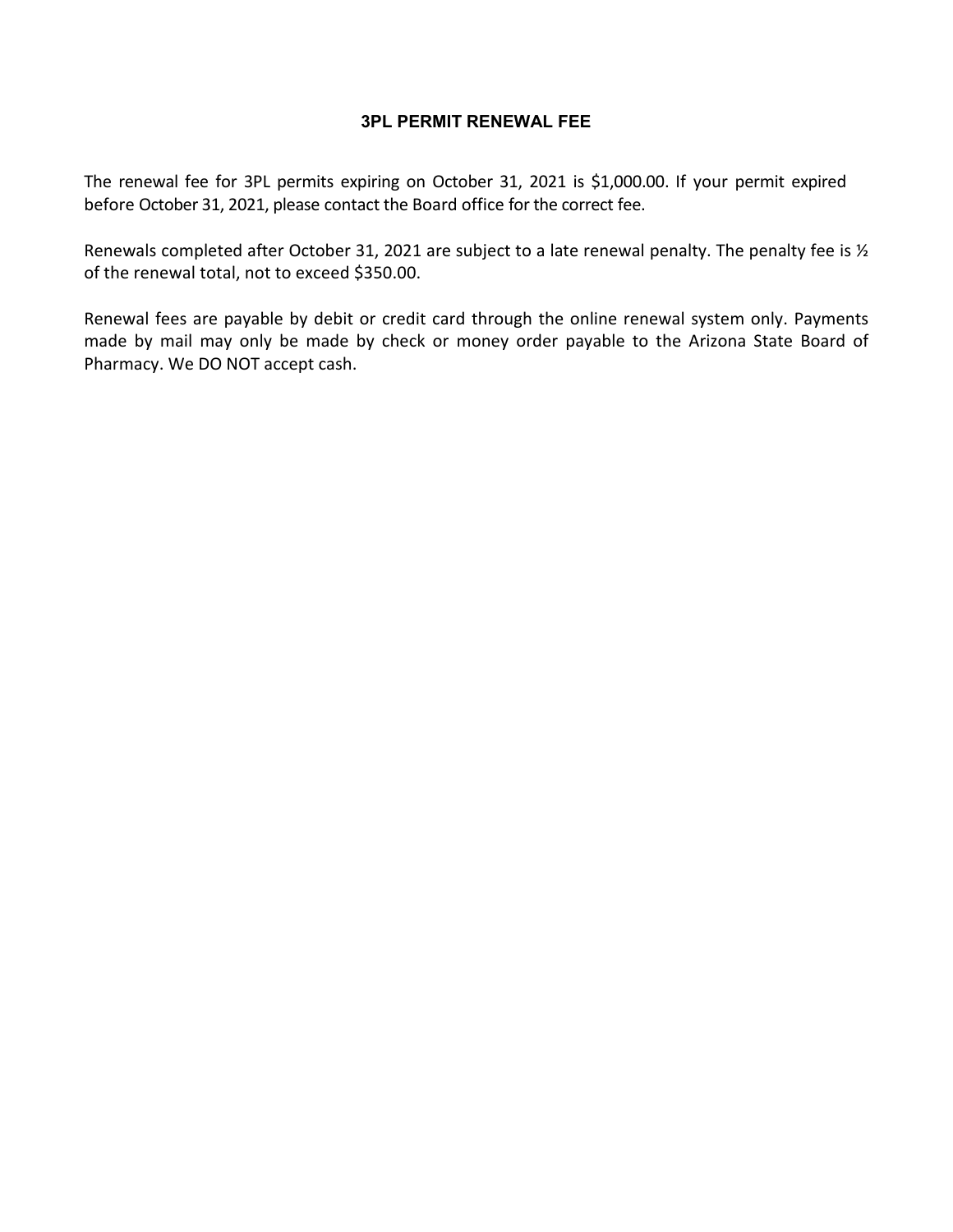## 3PL PERMIT RENEWAL FEE

The renewal fee for 3PL permits expiring on October 31, 2021 is $1,000.00. If your permit expired before October 31, 2021, please contact the Board office for the correct fee.

Renewals completed after October 31, 2021 are subject to a late renewal penalty. The penalty fee is ½ of the renewal total, not to exceed $350.00.

Renewal fees are payable by debit or credit card through the online renewal system only. Payments made by mail may only be made by check or money order payable to the Arizona State Board of Pharmacy. We DO NOT accept cash.